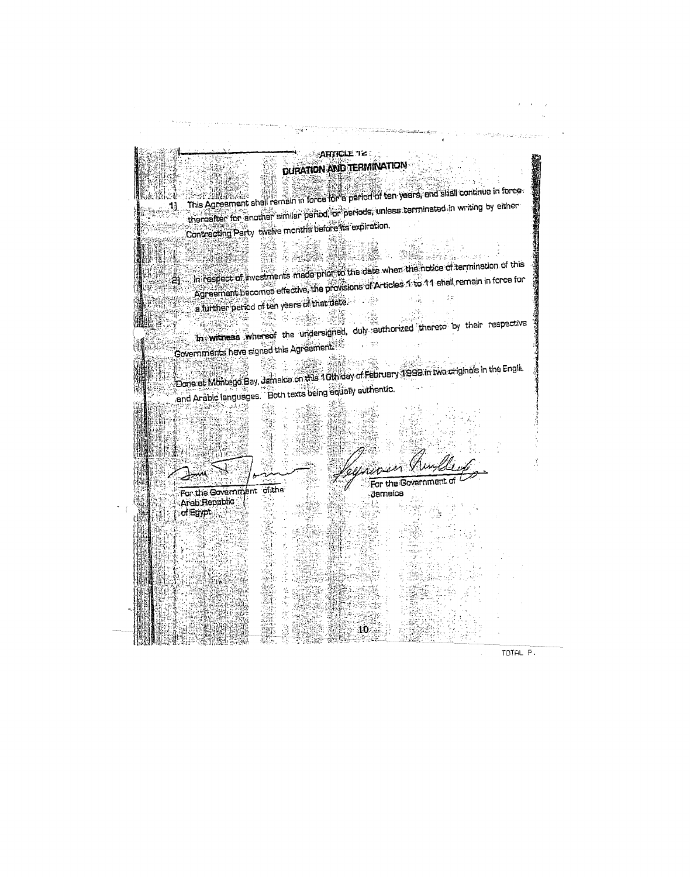## ARTICLE 12
## DURATION AND TERMINATION

1) This Agreement shall remain in force for a period of ten years, and shall continue in force thereafter for another similar period, or periods, unless terminated in writing by either Contracting Party twelve months before its expiration.

2) In respect of investments made prior to the date when the notice of termination of this Agreement becomes effective, the provisions of Articles 1 to 11 shall remain in force for a further period of ten years of that date.

**In witness** whereof the undersigned, duly authorized thereto by their respective Governments have signed this Agreement.

Done at Montego Bay, Jamaica on this 10th day of February 1999 in two originals in the English and Arabic languages. Both texts being equally authentic.

For the Government of the Arab Republic of Egypt

For the Government of Jamaica

TOTAL P.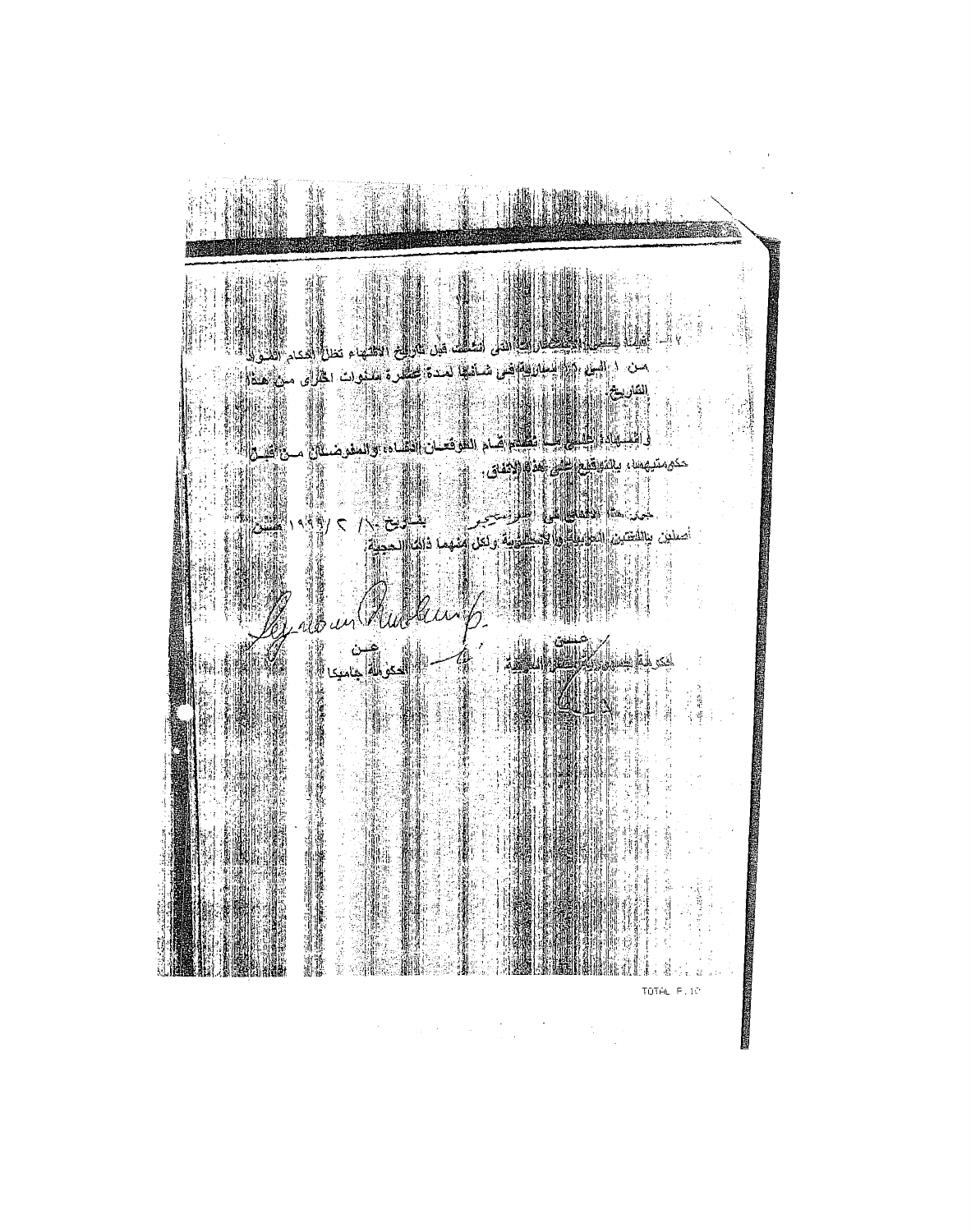٢ - بالنسبة للاستثمارات التى انشئت قبل تاريخ الانتهاء تظل احكام المواد من ١ الى ١٣ سارية فى شأنها لمدة عشرة سنوات اخرى من هذا التاريخ.

واشهاداً على ما تقدم قام الموقعان ادناه، والمفوضان من قبل حكومتيهما، بالتوقيع على هذا الاتفاق.

حرر هذا الاتفاق فى ...... بتاريخ ١٠ / ٢ / ١٩٩٩ من أصلين باللغتين العربية والانجليزية ولكل منهما ذات الحجية.

| عن الحكومة جامايكا | عن الحكومة جمهورية مصر العربية |
| --- | --- |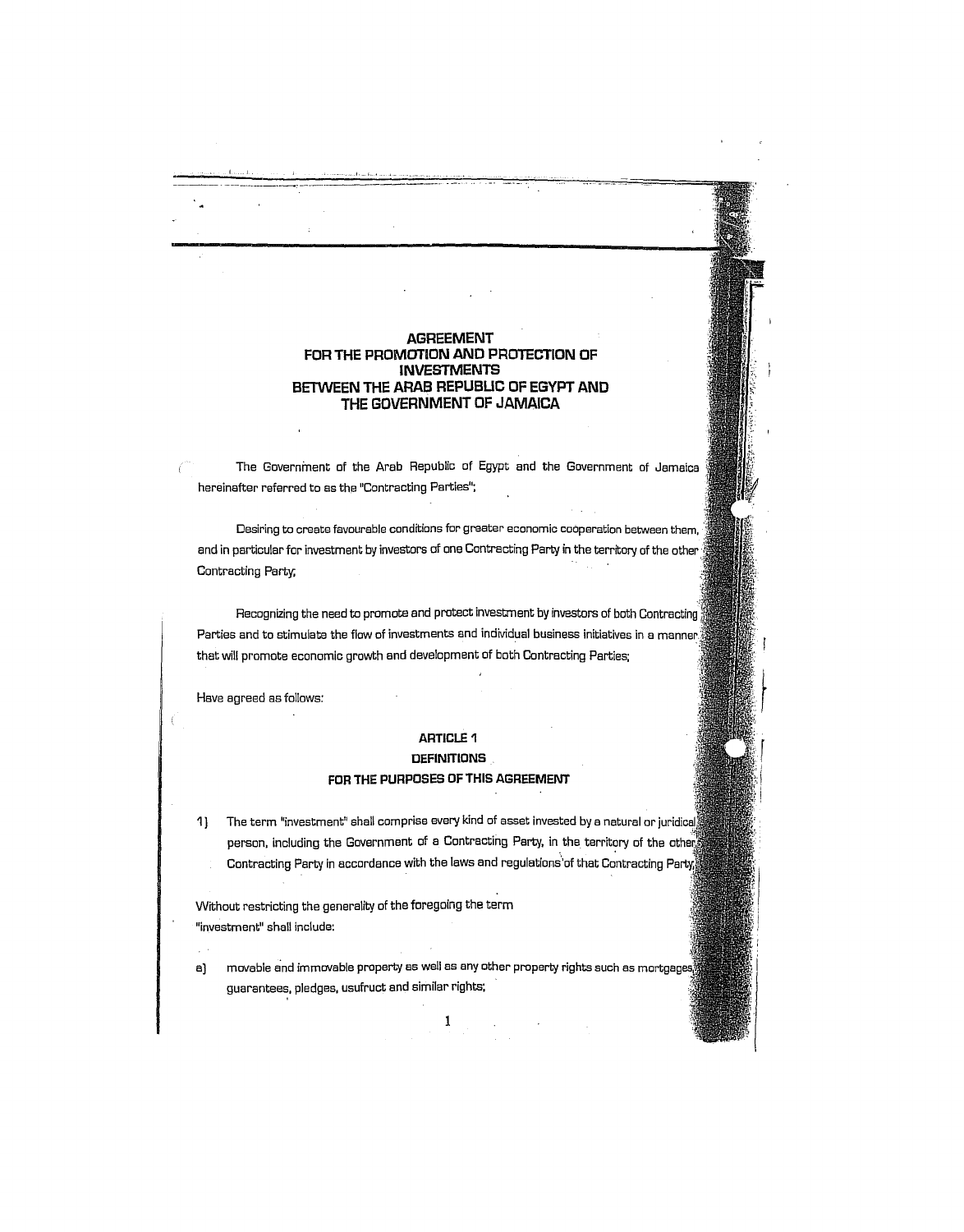# AGREEMENT FOR THE PROMOTION AND PROTECTION OF INVESTMENTS BETWEEN THE ARAB REPUBLIC OF EGYPT AND THE GOVERNMENT OF JAMAICA

The Government of the Arab Republic of Egypt and the Government of Jamaica hereinafter referred to as the "Contracting Parties";

Desiring to create favourable conditions for greater economic cooperation between them, and in particular for investment by investors of one Contracting Party in the territory of the other Contracting Party;

Recognizing the need to promote and protect investment by investors of both Contracting Parties and to stimulate the flow of investments and individual business initiatives in a manner that will promote economic growth and development of both Contracting Parties;

Have agreed as follows:

## ARTICLE 1
## DEFINITIONS
## FOR THE PURPOSES OF THIS AGREEMENT

1) The term "investment" shall comprise every kind of asset invested by a natural or juridical person, including the Government of a Contracting Party, in the territory of the other Contracting Party in accordance with the laws and regulations of that Contracting Party;

Without restricting the generality of the foregoing the term "investment" shall include:

a) movable and immovable property as well as any other property rights such as mortgages, guarantees, pledges, usufruct and similar rights;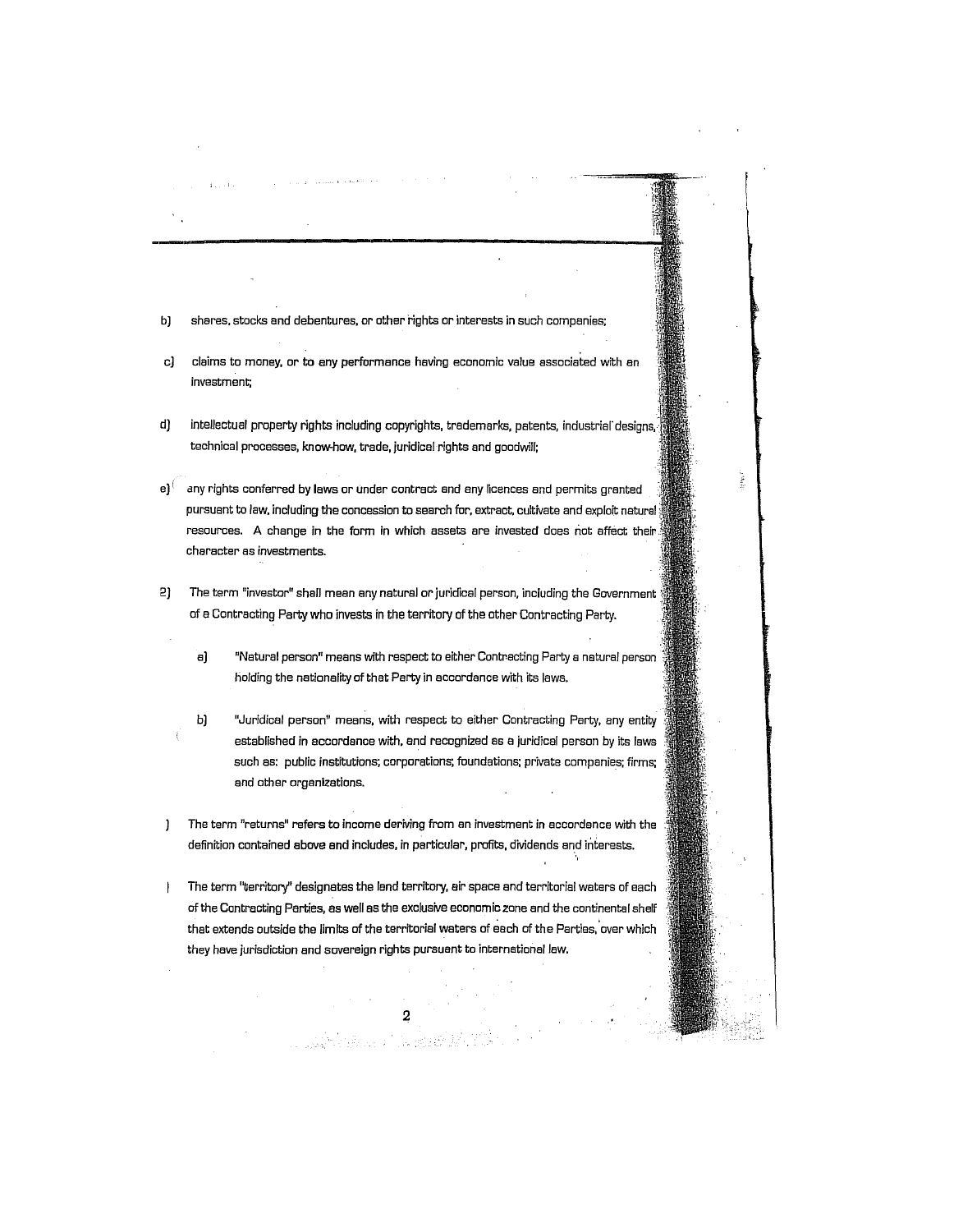b) shares, stocks and debentures, or other rights or interests in such companies;

c) claims to money, or to any performance having economic value associated with an investment;

d) intellectual property rights including copyrights, trademarks, patents, industrial designs, technical processes, know-how, trade, juridical rights and goodwill;

e) any rights conferred by laws or under contract and any licences and permits granted pursuant to law, including the concession to search for, extract, cultivate and exploit natural resources. A change in the form in which assets are invested does not affect their character as investments.

2) The term "investor" shall mean any natural or juridical person, including the Government of a Contracting Party who invests in the territory of the other Contracting Party.

   a) "Natural person" means with respect to either Contracting Party a natural person holding the nationality of that Party in accordance with its laws.

   b) "Juridical person" means, with respect to either Contracting Party, any entity established in accordance with, and recognized as a juridical person by its laws such as: public institutions; corporations; foundations; private companies; firms; and other organizations.

) The term "returns" refers to income deriving from an investment in accordance with the definition contained above and includes, in particular, profits, dividends and interests.

) The term "territory" designates the land territory, air space and territorial waters of each of the Contracting Parties, as well as the exclusive economic zone and the continental shelf that extends outside the limits of the territorial waters of each of the Parties, over which they have jurisdiction and sovereign rights pursuant to international law.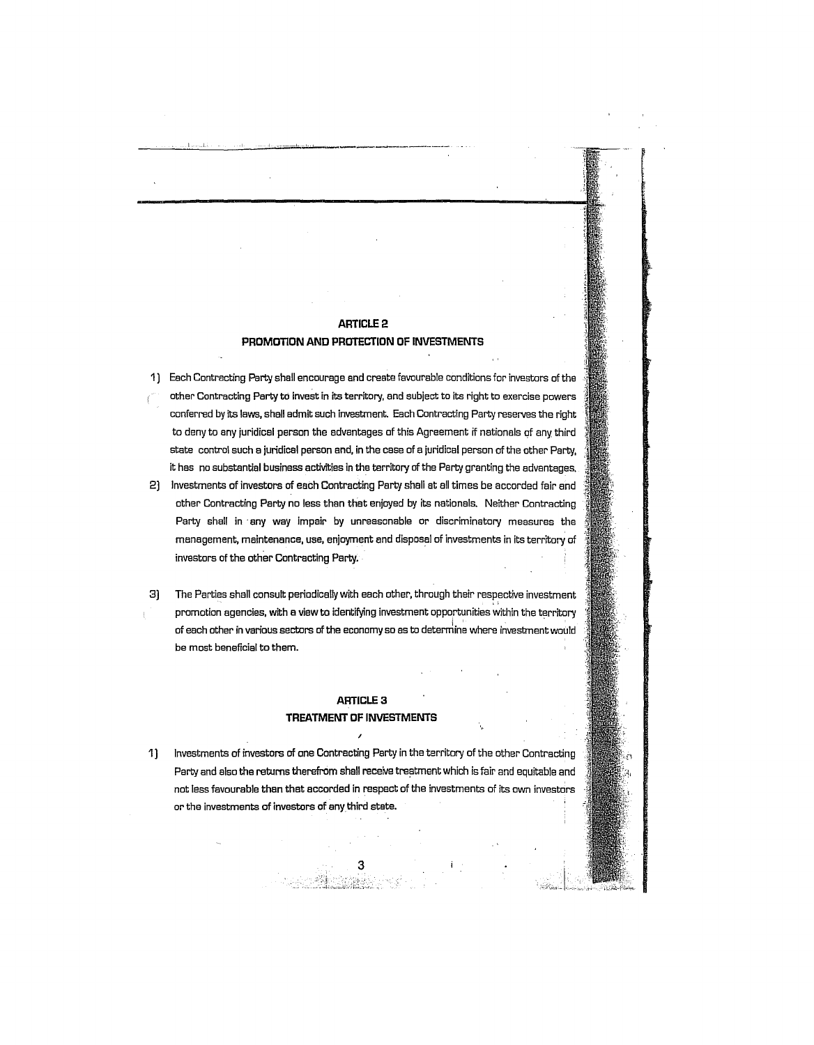## ARTICLE 2
## PROMOTION AND PROTECTION OF INVESTMENTS

1) Each Contracting Party shall encourage and create favourable conditions for investors of the other Contracting Party to invest in its territory, and subject to its right to exercise powers conferred by its laws, shall admit such investment. Each Contracting Party reserves the right to deny to any juridical person the advantages of this Agreement if nationals of any third state control such a juridical person and, in the case of a juridical person of the other Party, it has no substantial business activities in the territory of the Party granting the advantages.

2) Investments of investors of each Contracting Party shall at all times be accorded fair and other Contracting Party no less than that enjoyed by its nationals. Neither Contracting Party shall in any way impair by unreasonable or discriminatory measures the management, maintenance, use, enjoyment and disposal of investments in its territory of investors of the other Contracting Party.

3) The Parties shall consult periodically with each other, through their respective investment promotion agencies, with a view to identifying investment opportunities within the territory of each other in various sectors of the economy so as to determine where investment would be most beneficial to them.

## ARTICLE 3
## TREATMENT OF INVESTMENTS

1) Investments of investors of one Contracting Party in the territory of the other Contracting Party and also the returns therefrom shall receive treatment which is fair and equitable and not less favourable than that accorded in respect of the investments of its own investors or the investments of investors of any third state.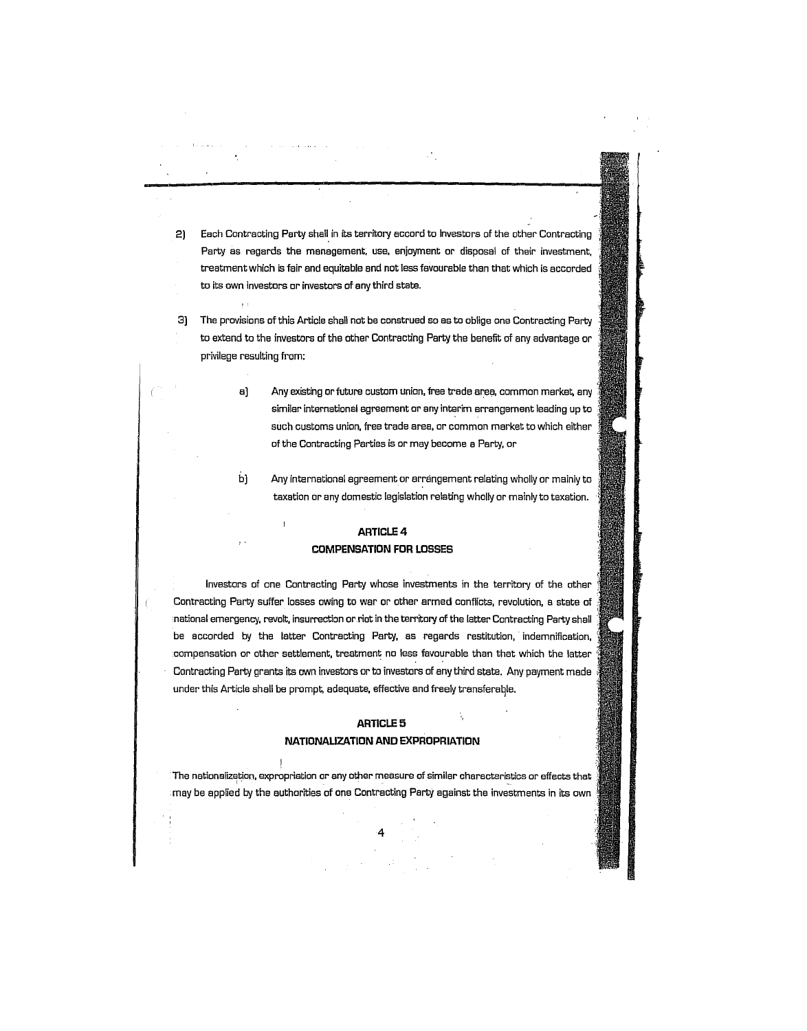2) Each Contracting Party shall in its territory accord to Investors of the other Contracting Party as regards the management, use, enjoyment or disposal of their investment, treatment which is fair and equitable and not less favourable than that which is accorded to its own investors or investors of any third state.

3) The provisions of this Article shall not be construed so as to oblige one Contracting Party to extend to the investors of the other Contracting Party the benefit of any advantage or privilege resulting from:

   a) Any existing or future custom union, free trade area, common market, any similar international agreement or any interim arrangement leading up to such customs union, free trade area, or common market to which either of the Contracting Parties is or may become a Party, or

   b) Any international agreement or arrangement relating wholly or mainly to taxation or any domestic legislation relating wholly or mainly to taxation.

## ARTICLE 4
## COMPENSATION FOR LOSSES

Investors of one Contracting Party whose investments in the territory of the other Contracting Party suffer losses owing to war or other armed conflicts, revolution, a state of national emergency, revolt, insurrection or riot in the territory of the latter Contracting Party shall be accorded by the latter Contracting Party, as regards restitution, indemnification, compensation or other settlement, treatment no less favourable than that which the latter Contracting Party grants its own investors or to investors of any third state. Any payment made under this Article shall be prompt, adequate, effective and freely transferable.

## ARTICLE 5
## NATIONALIZATION AND EXPROPRIATION

The nationalization, expropriation or any other measure of similar characteristics or effects that may be applied by the authorities of one Contracting Party against the investments in its own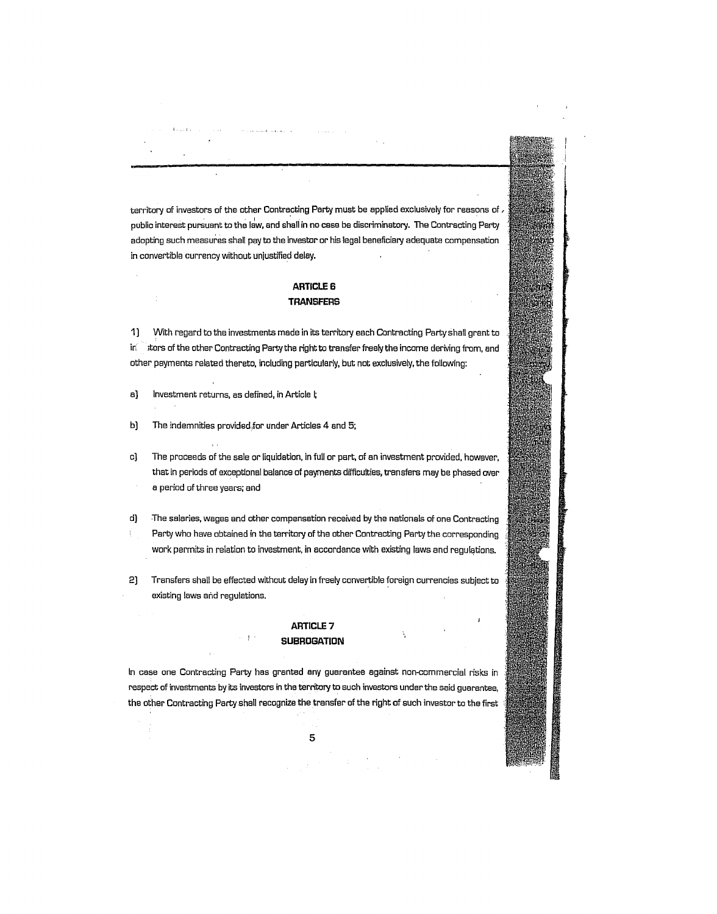territory of investors of the other Contracting Party must be applied exclusively for reasons of public interest pursuant to the law, and shall in no case be discriminatory. The Contracting Party adopting such measures shall pay to the investor or his legal beneficiary adequate compensation in convertible currency without unjustified delay.

## ARTICLE 6
## TRANSFERS

1) With regard to the investments made in its territory each Contracting Party shall grant to investors of the other Contracting Party the right to transfer freely the income deriving from, and other payments related thereto, including particularly, but not exclusively, the following:

a) Investment returns, as defined, in Article I;

b) The indemnities provided for under Articles 4 and 5;

c) The proceeds of the sale or liquidation, in full or part, of an investment provided, however, that in periods of exceptional balance of payments difficulties, transfers may be phased over a period of three years; and

d) The salaries, wages and other compensation received by the nationals of one Contracting Party who have obtained in the territory of the other Contracting Party the corresponding work permits in relation to investment, in accordance with existing laws and regulations.

2) Transfers shall be effected without delay in freely convertible foreign currencies subject to existing laws and regulations.

## ARTICLE 7
## SUBROGATION

In case one Contracting Party has granted any guarantee against non-commercial risks in respect of investments by its investors in the territory to such investors under the said guarantee, the other Contracting Party shall recognize the transfer of the right of such investor to the first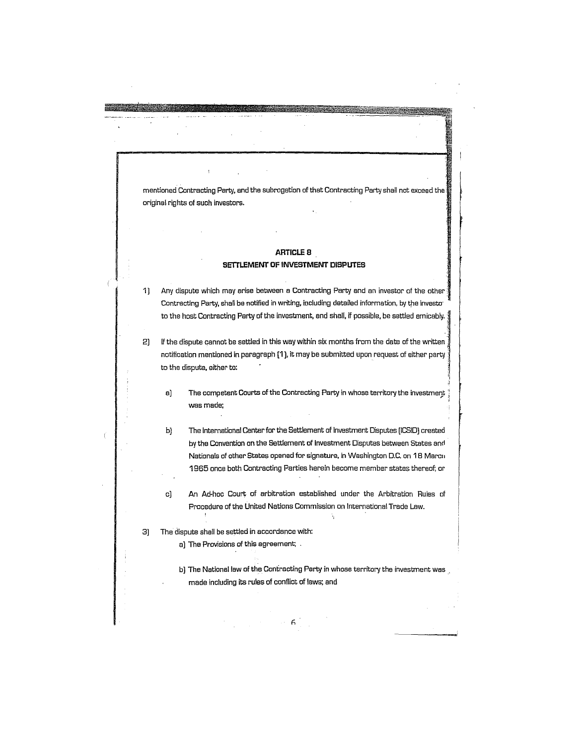mentioned Contracting Party, and the subrogation of that Contracting Party shall not exceed the original rights of such investors.

## ARTICLE 8
## SETTLEMENT OF INVESTMENT DISPUTES

1) Any dispute which may arise between a Contracting Party and an investor of the other Contracting Party, shall be notified in writing, including detailed information, by the investor to the host Contracting Party of the investment, and shall, if possible, be settled amicably.

2) If the dispute cannot be settled in this way within six months from the date of the written notification mentioned in paragraph (1), it may be submitted upon request of either party to the dispute, either to:

   a) The competent Courts of the Contracting Party in whose territory the investment was made;

   b) The International Center for the Settlement of Investment Disputes (ICSID) created by the Convention on the Settlement of Investment Disputes between States and Nationals of other States opened for signature, in Washington D.C. on 18 March 1965 once both Contracting Parties herein become member states thereof, or

   c) An Ad-hoc Court of arbitration established under the Arbitration Rules of Procedure of the United Nations Commission on International Trade Law.

3) The dispute shall be settled in accordance with:

   a) The Provisions of this agreement;

   b) The National law of the Contracting Party in whose territory the investment was made including its rules of conflict of laws; and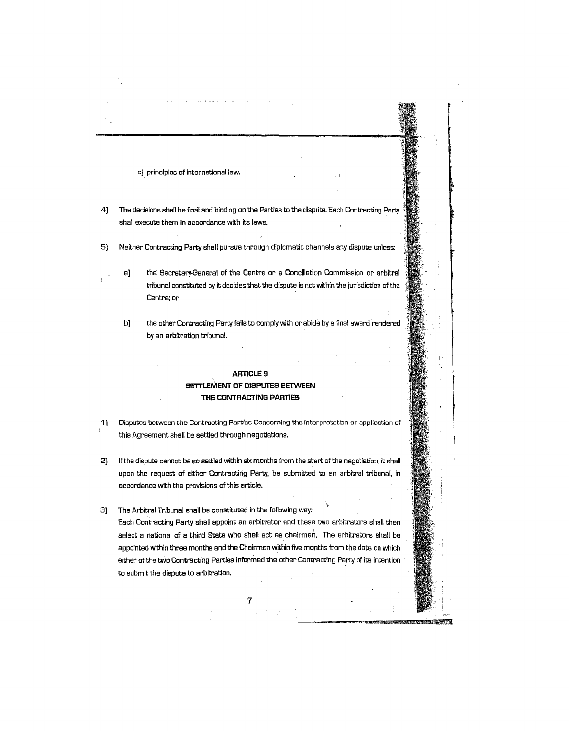c) principles of international law.

4) The decisions shall be final and binding on the Parties to the dispute. Each Contracting Party shall execute them in accordance with its laws.

5) Neither Contracting Party shall pursue through diplomatic channels any dispute unless:

   a) the Secretary-General of the Centre or a Conciliation Commission or arbitral tribunal constituted by it decides that the dispute is not within the jurisdiction of the Centre; or

   b) the other Contracting Party fails to comply with or abide by a final award rendered by an arbitration tribunal.

## ARTICLE 9
## SETTLEMENT OF DISPUTES BETWEEN THE CONTRACTING PARTIES

1) Disputes between the Contracting Parties Concerning the interpretation or application of this Agreement shall be settled through negotiations.

2) If the dispute cannot be so settled within six months from the start of the negotiation, it shall upon the request of either Contracting Party, be submitted to an arbitral tribunal, in accordance with the provisions of this article.

3) The Arbitral Tribunal shall be constituted in the following way:
Each Contracting Party shall appoint an arbitrator and these two arbitrators shall then select a national of a third State who shall act as chairman. The arbitrators shall be appointed within three months and the Chairman within five months from the date on which either of the two Contracting Parties informed the other Contracting Party of its intention to submit the dispute to arbitration.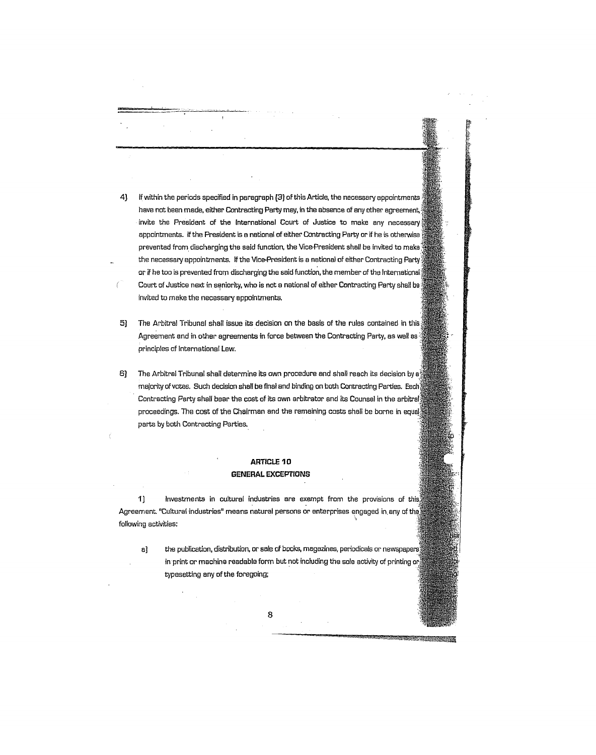4) If within the periods specified in paragraph (3) of this Article, the necessary appointments have not been made, either Contracting Party may, in the absence of any other agreement, invite the President of the International Court of Justice to make any necessary appointments. If the President is a national of either Contracting Party or if he is otherwise prevented from discharging the said function, the Vice-President shall be invited to make the necessary appointments. If the Vice-President is a national of either Contracting Party or if he too is prevented from discharging the said function, the member of the International Court of Justice next in seniority, who is not a national of either Contracting Party shall be invited to make the necessary appointments.

5) The Arbitral Tribunal shall issue its decision on the basis of the rules contained in this Agreement and in other agreements in force between the Contracting Party, as well as principles of International Law.

6) The Arbitral Tribunal shall determine its own procedure and shall reach its decision by a majority of votes. Such decision shall be final and binding on both Contracting Parties. Each Contracting Party shall bear the cost of its own arbitrator and its Counsel in the arbitral proceedings. The cost of the Chairman and the remaining costs shall be borne in equal parts by both Contracting Parties.

## ARTICLE 10
## GENERAL EXCEPTIONS

1) Investments in cultural industries are exempt from the provisions of this Agreement. "Cultural industries" means natural persons or enterprises engaged in any of the following activities:

a) the publication, distribution, or sale of books, magazines, periodicals or newspapers in print or machine readable form but not including the sole activity of printing or typesetting any of the foregoing;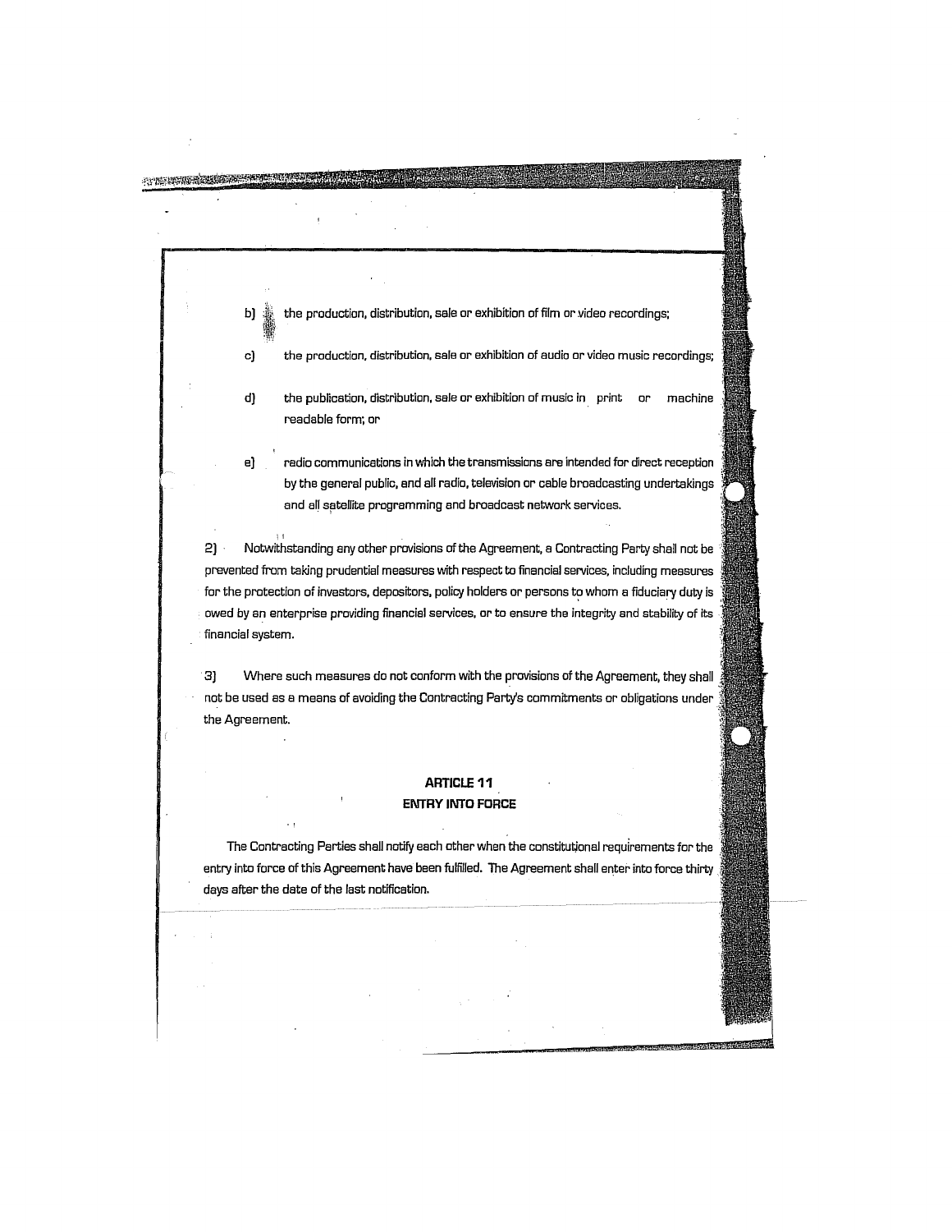b) the production, distribution, sale or exhibition of film or video recordings;

c) the production, distribution, sale or exhibition of audio or video music recordings;

d) the publication, distribution, sale or exhibition of music in print or machine readable form; or

e) radio communications in which the transmissions are intended for direct reception by the general public, and all radio, television or cable broadcasting undertakings and all satellite programming and broadcast network services.

2) Notwithstanding any other provisions of the Agreement, a Contracting Party shall not be prevented from taking prudential measures with respect to financial services, including measures for the protection of investors, depositors, policy holders or persons to whom a fiduciary duty is owed by an enterprise providing financial services, or to ensure the integrity and stability of its financial system.

3) Where such measures do not conform with the provisions of the Agreement, they shall not be used as a means of avoiding the Contracting Party's commitments or obligations under the Agreement.

## ARTICLE 11
## ENTRY INTO FORCE

The Contracting Parties shall notify each other when the constitutional requirements for the entry into force of this Agreement have been fulfilled. The Agreement shall enter into force thirty days after the date of the last notification.